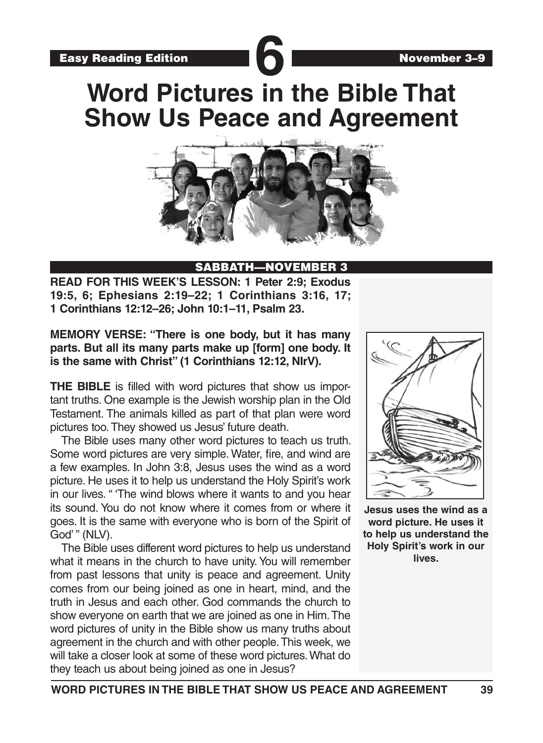Easy Reading Edition **6** November 3–9

# Word Pictures in the Bible That Show Us Peace and Agreement

## SABBATH—NOVEMBER 3

**READ FOR THIS WEEK'S LESSON: 1 Peter 2:9; Exodus 19:5, 6; Ephesians 2:19–22; 1 Corinthians 3:16, 17; 1 Corinthians 12:12–26; John 10:1–11, Psalm 23.**

**MEMORY VERSE: "There is one body, but it has many parts. But all its many parts make up [form] one body. It is the same with Christ" (1 Corinthians 12:12, NIrV).**

**THE BIBLE** is filled with word pictures that show us important truths. One example is the Jewish worship plan in the Old Testament. The animals killed as part of that plan were word pictures too. They showed us Jesus' future death.

The Bible uses many other word pictures to teach us truth. Some word pictures are very simple. Water, fire, and wind are a few examples. In John 3:8, Jesus uses the wind as a word picture. He uses it to help us understand the Holy Spirit's work in our lives. " 'The wind blows where it wants to and you hear its sound. You do not know where it comes from or where it goes. It is the same with everyone who is born of the Spirit of God' " (NLV).

**Jesus uses the wind as a word picture. He uses it to help us understand the Holy Spirit's work in our lives.**

The Bible uses different word pictures to help us understand what it means in the church to have unity. You will remember from past lessons that unity is peace and agreement. Unity comes from our being joined as one in heart, mind, and the truth in Jesus and each other. God commands the church to show everyone on earth that we are joined as one in Him. The word pictures of unity in the Bible show us many truths about agreement in the church and with other people. This week, we will take a closer look at some of these word pictures. What do they teach us about being joined as one in Jesus?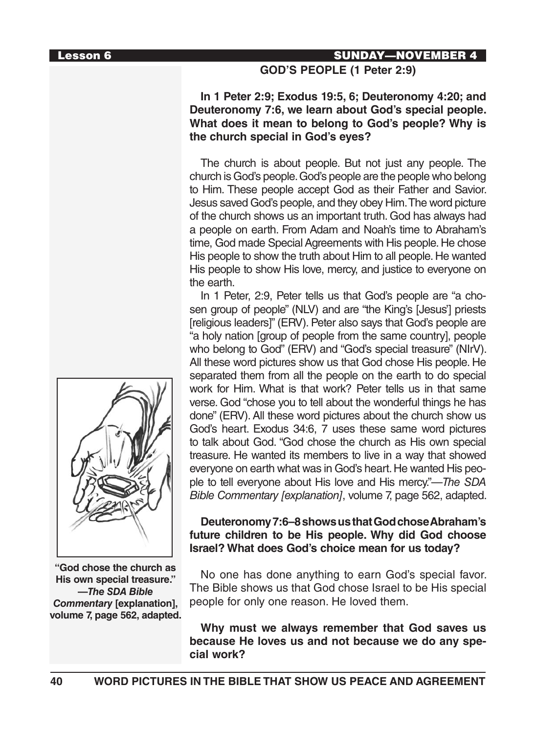## GOD'S PEOPLE (1 Peter 2:9)

**In 1 Peter 2:9; Exodus 19:5, 6; Deuteronomy 4:20; and Deuteronomy 7:6, we learn about God's special people. What does it mean to belong to God's people? Why is the church special in God's eyes?**

The church is about people. But not just any people. The church is God's people. God's people are the people who belong to Him. These people accept God as their Father and Savior. Jesus saved God's people, and they obey Him. The word picture of the church shows us an important truth. God has always had a people on earth. From Adam and Noah's time to Abraham's time, God made Special Agreements with His people. He chose His people to show the truth about Him to all people. He wanted His people to show His love, mercy, and justice to everyone on the earth.

In 1 Peter, 2:9, Peter tells us that God's people are "a chosen group of people" (NLV) and are "the King's [Jesus'] priests [religious leaders]" (ERV). Peter also says that God's people are "a holy nation [group of people from the same country], people who belong to God" (ERV) and "God's special treasure" (NIrV). All these word pictures show us that God chose His people. He separated them from all the people on the earth to do special work for Him. What is that work? Peter tells us in that same verse. God "chose you to tell about the wonderful things he has done" (ERV). All these word pictures about the church show us God's heart. Exodus 34:6, 7 uses these same word pictures to talk about God. "God chose the church as His own special treasure. He wanted its members to live in a way that showed everyone on earth what was in God's heart. He wanted His people to tell everyone about His love and His mercy."—*The SDA Bible Commentary [explanation]*, volume 7, page 562, adapted.

**"God chose the church as His own special treasure." —*The SDA Bible Commentary* [explanation], volume 7, page 562, adapted.**

**Deuteronomy 7:6–8 shows us that God chose Abraham's future children to be His people. Why did God choose Israel? What does God's choice mean for us today?**

No one has done anything to earn God's special favor. The Bible shows us that God chose Israel to be His special people for only one reason. He loved them.

**Why must we always remember that God saves us because He loves us and not because we do any special work?**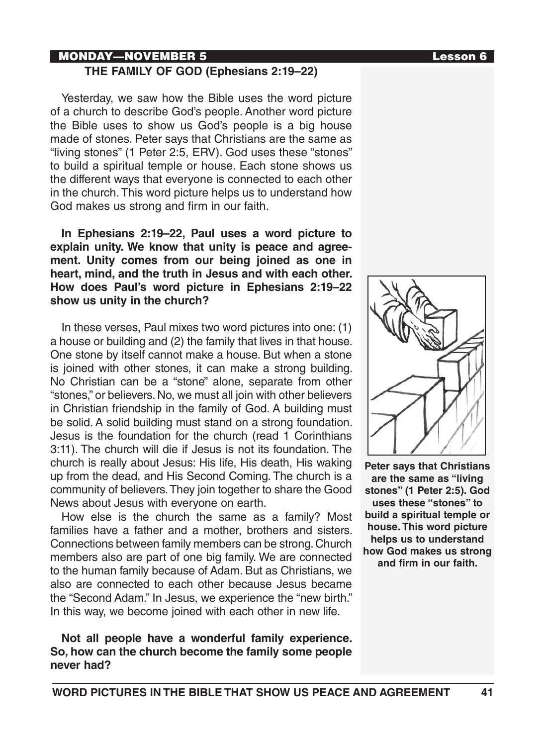## THE FAMILY OF GOD (Ephesians 2:19–22)

Yesterday, we saw how the Bible uses the word picture of a church to describe God's people. Another word picture the Bible uses to show us God's people is a big house made of stones. Peter says that Christians are the same as "living stones" (1 Peter 2:5, ERV). God uses these "stones" to build a spiritual temple or house. Each stone shows us the different ways that everyone is connected to each other in the church. This word picture helps us to understand how God makes us strong and firm in our faith.

**In Ephesians 2:19–22, Paul uses a word picture to explain unity. We know that unity is peace and agreement. Unity comes from our being joined as one in heart, mind, and the truth in Jesus and with each other. How does Paul's word picture in Ephesians 2:19–22 show us unity in the church?**

In these verses, Paul mixes two word pictures into one: (1) a house or building and (2) the family that lives in that house. One stone by itself cannot make a house. But when a stone is joined with other stones, it can make a strong building. No Christian can be a "stone" alone, separate from other "stones," or believers. No, we must all join with other believers in Christian friendship in the family of God. A building must be solid. A solid building must stand on a strong foundation. Jesus is the foundation for the church (read 1 Corinthians 3:11). The church will die if Jesus is not its foundation. The church is really about Jesus: His life, His death, His waking up from the dead, and His Second Coming. The church is a community of believers. They join together to share the Good News about Jesus with everyone on earth.

How else is the church the same as a family? Most families have a father and a mother, brothers and sisters. Connections between family members can be strong. Church members also are part of one big family. We are connected to the human family because of Adam. But as Christians, we also are connected to each other because Jesus became the "Second Adam." In Jesus, we experience the "new birth." In this way, we become joined with each other in new life.

**Not all people have a wonderful family experience. So, how can the church become the family some people never had?**

**Peter says that Christians are the same as "living stones" (1 Peter 2:5). God uses these "stones" to build a spiritual temple or house. This word picture helps us to understand how God makes us strong and firm in our faith.**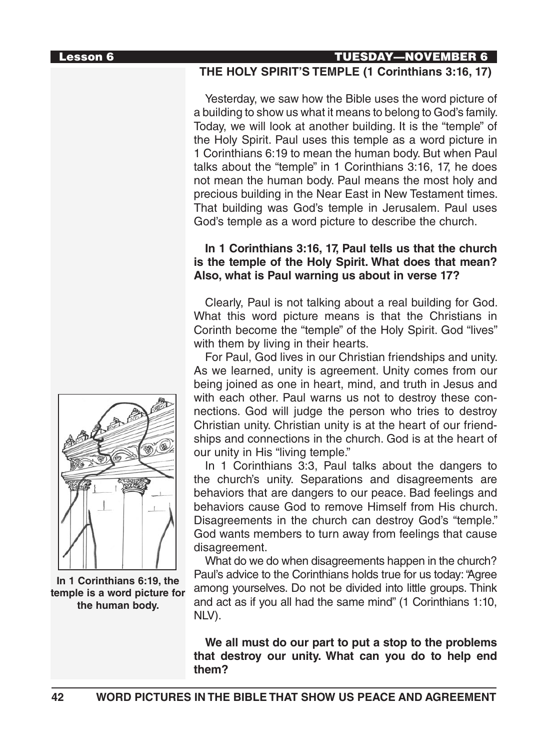## THE HOLY SPIRIT'S TEMPLE (1 Corinthians 3:16, 17)

Yesterday, we saw how the Bible uses the word picture of a building to show us what it means to belong to God's family. Today, we will look at another building. It is the "temple" of the Holy Spirit. Paul uses this temple as a word picture in 1 Corinthians 6:19 to mean the human body. But when Paul talks about the "temple" in 1 Corinthians 3:16, 17, he does not mean the human body. Paul means the most holy and precious building in the Near East in New Testament times. That building was God's temple in Jerusalem. Paul uses God's temple as a word picture to describe the church.

**In 1 Corinthians 3:16, 17, Paul tells us that the church is the temple of the Holy Spirit. What does that mean? Also, what is Paul warning us about in verse 17?**

Clearly, Paul is not talking about a real building for God. What this word picture means is that the Christians in Corinth become the "temple" of the Holy Spirit. God "lives" with them by living in their hearts.

For Paul, God lives in our Christian friendships and unity. As we learned, unity is agreement. Unity comes from our being joined as one in heart, mind, and truth in Jesus and with each other. Paul warns us not to destroy these connections. God will judge the person who tries to destroy Christian unity. Christian unity is at the heart of our friendships and connections in the church. God is at the heart of our unity in His "living temple."

In 1 Corinthians 3:3, Paul talks about the dangers to the church's unity. Separations and disagreements are behaviors that are dangers to our peace. Bad feelings and behaviors cause God to remove Himself from His church. Disagreements in the church can destroy God's "temple." God wants members to turn away from feelings that cause disagreement.

What do we do when disagreements happen in the church? Paul's advice to the Corinthians holds true for us today: "Agree among yourselves. Do not be divided into little groups. Think and act as if you all had the same mind" (1 Corinthians 1:10, NLV).

**We all must do our part to put a stop to the problems that destroy our unity. What can you do to help end them?**

**In 1 Corinthians 6:19, the temple is a word picture for the human body.**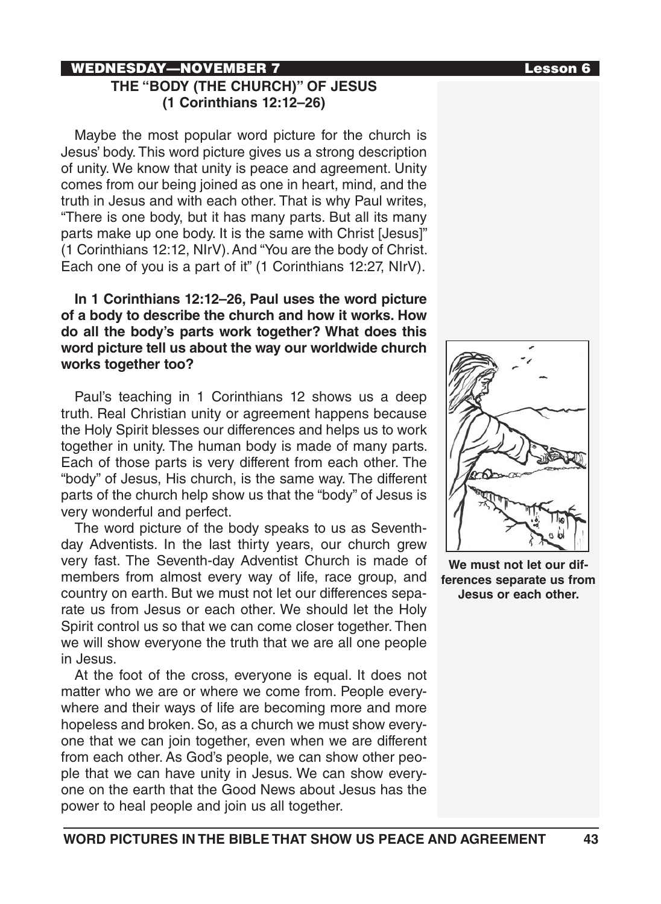## WEDNESDAY—NOVEMBER 7

### THE "BODY (THE CHURCH)" OF JESUS (1 Corinthians 12:12–26)

Maybe the most popular word picture for the church is Jesus' body. This word picture gives us a strong description of unity. We know that unity is peace and agreement. Unity comes from our being joined as one in heart, mind, and the truth in Jesus and with each other. That is why Paul writes, "There is one body, but it has many parts. But all its many parts make up one body. It is the same with Christ [Jesus]" (1 Corinthians 12:12, NIrV). And "You are the body of Christ. Each one of you is a part of it" (1 Corinthians 12:27, NIrV).

**In 1 Corinthians 12:12–26, Paul uses the word picture of a body to describe the church and how it works. How do all the body's parts work together? What does this word picture tell us about the way our worldwide church works together too?**

Paul's teaching in 1 Corinthians 12 shows us a deep truth. Real Christian unity or agreement happens because the Holy Spirit blesses our differences and helps us to work together in unity. The human body is made of many parts. Each of those parts is very different from each other. The "body" of Jesus, His church, is the same way. The different parts of the church help show us that the "body" of Jesus is very wonderful and perfect.

The word picture of the body speaks to us as Seventh-day Adventists. In the last thirty years, our church grew very fast. The Seventh-day Adventist Church is made of members from almost every way of life, race group, and country on earth. But we must not let our differences separate us from Jesus or each other. We should let the Holy Spirit control us so that we can come closer together. Then we will show everyone the truth that we are all one people in Jesus.

At the foot of the cross, everyone is equal. It does not matter who we are or where we come from. People everywhere and their ways of life are becoming more and more hopeless and broken. So, as a church we must show everyone that we can join together, even when we are different from each other. As God's people, we can show other people that we can have unity in Jesus. We can show everyone on the earth that the Good News about Jesus has the power to heal people and join us all together.

**We must not let our differences separate us from Jesus or each other.**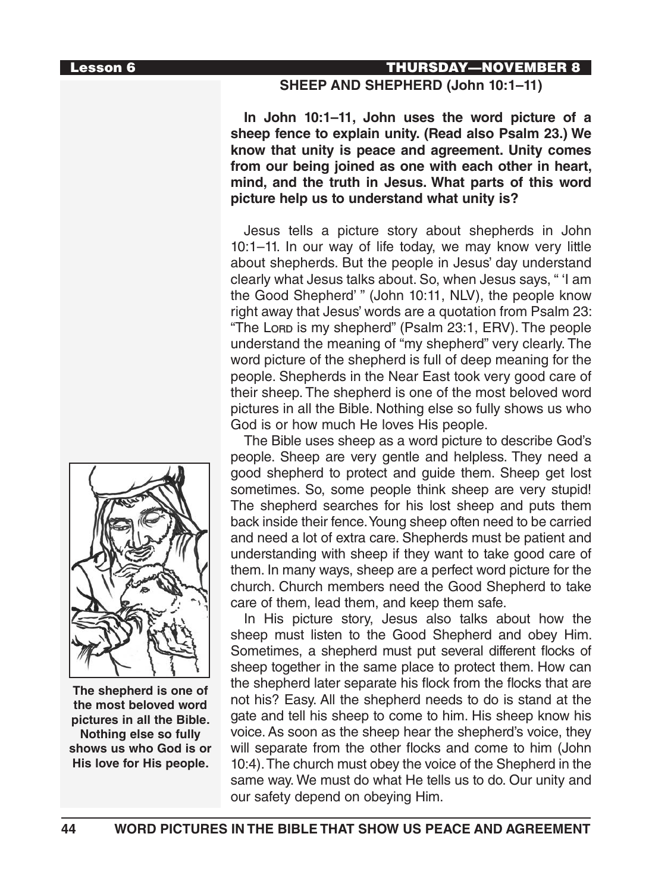## SHEEP AND SHEPHERD (John 10:1–11)

**In John 10:1–11, John uses the word picture of a sheep fence to explain unity. (Read also Psalm 23.) We know that unity is peace and agreement. Unity comes from our being joined as one with each other in heart, mind, and the truth in Jesus. What parts of this word picture help us to understand what unity is?**

Jesus tells a picture story about shepherds in John 10:1–11. In our way of life today, we may know very little about shepherds. But the people in Jesus' day understand clearly what Jesus talks about. So, when Jesus says, " 'I am the Good Shepherd' " (John 10:11, NLV), the people know right away that Jesus' words are a quotation from Psalm 23: "The LORD is my shepherd" (Psalm 23:1, ERV). The people understand the meaning of "my shepherd" very clearly. The word picture of the shepherd is full of deep meaning for the people. Shepherds in the Near East took very good care of their sheep. The shepherd is one of the most beloved word pictures in all the Bible. Nothing else so fully shows us who God is or how much He loves His people.

The Bible uses sheep as a word picture to describe God's people. Sheep are very gentle and helpless. They need a good shepherd to protect and guide them. Sheep get lost sometimes. So, some people think sheep are very stupid! The shepherd searches for his lost sheep and puts them back inside their fence. Young sheep often need to be carried and need a lot of extra care. Shepherds must be patient and understanding with sheep if they want to take good care of them. In many ways, sheep are a perfect word picture for the church. Church members need the Good Shepherd to take care of them, lead them, and keep them safe.

In His picture story, Jesus also talks about how the sheep must listen to the Good Shepherd and obey Him. Sometimes, a shepherd must put several different flocks of sheep together in the same place to protect them. How can the shepherd later separate his flock from the flocks that are not his? Easy. All the shepherd needs to do is stand at the gate and tell his sheep to come to him. His sheep know his voice. As soon as the sheep hear the shepherd's voice, they will separate from the other flocks and come to him (John 10:4). The church must obey the voice of the Shepherd in the same way. We must do what He tells us to do. Our unity and our safety depend on obeying Him.

**The shepherd is one of the most beloved word pictures in all the Bible. Nothing else so fully shows us who God is or His love for His people.**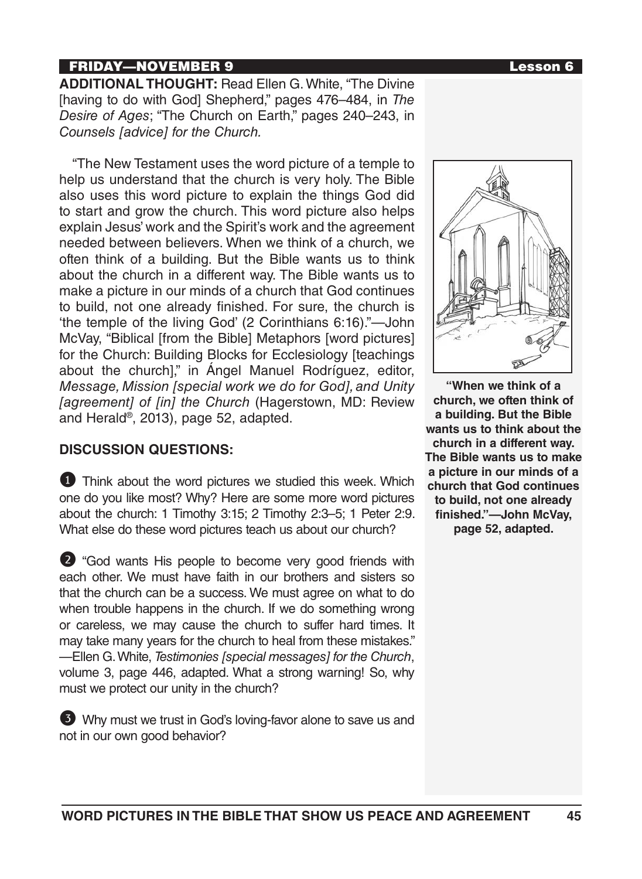FRIDAY—NOVEMBER 9 Lesson 6

**ADDITIONAL THOUGHT:** Read Ellen G. White, "The Divine [having to do with God] Shepherd," pages 476–484, in *The Desire of Ages*; "The Church on Earth," pages 240–243, in *Counsels [advice] for the Church.*

"The New Testament uses the word picture of a temple to help us understand that the church is very holy. The Bible also uses this word picture to explain the things God did to start and grow the church. This word picture also helps explain Jesus' work and the Spirit's work and the agreement needed between believers. When we think of a church, we often think of a building. But the Bible wants us to think about the church in a different way. The Bible wants us to make a picture in our minds of a church that God continues to build, not one already finished. For sure, the church is 'the temple of the living God' (2 Corinthians 6:16)."—John McVay, "Biblical [from the Bible] Metaphors [word pictures] for the Church: Building Blocks for Ecclesiology [teachings about the church]," in Ángel Manuel Rodríguez, editor, *Message, Mission [special work we do for God], and Unity [agreement] of [in] the Church* (Hagerstown, MD: Review and Herald®, 2013), page 52, adapted.

**"When we think of a church, we often think of a building. But the Bible wants us to think about the church in a different way. The Bible wants us to make a picture in our minds of a church that God continues to build, not one already finished."—John McVay, page 52, adapted.**

**DISCUSSION QUESTIONS:**

1. Think about the word pictures we studied this week. Which one do you like most? Why? Here are some more word pictures about the church: 1 Timothy 3:15; 2 Timothy 2:3–5; 1 Peter 2:9. What else do these word pictures teach us about our church?

2. "God wants His people to become very good friends with each other. We must have faith in our brothers and sisters so that the church can be a success. We must agree on what to do when trouble happens in the church. If we do something wrong or careless, we may cause the church to suffer hard times. It may take many years for the church to heal from these mistakes." —Ellen G. White, *Testimonies [special messages] for the Church*, volume 3, page 446, adapted. What a strong warning! So, why must we protect our unity in the church?

3. Why must we trust in God's loving-favor alone to save us and not in our own good behavior?